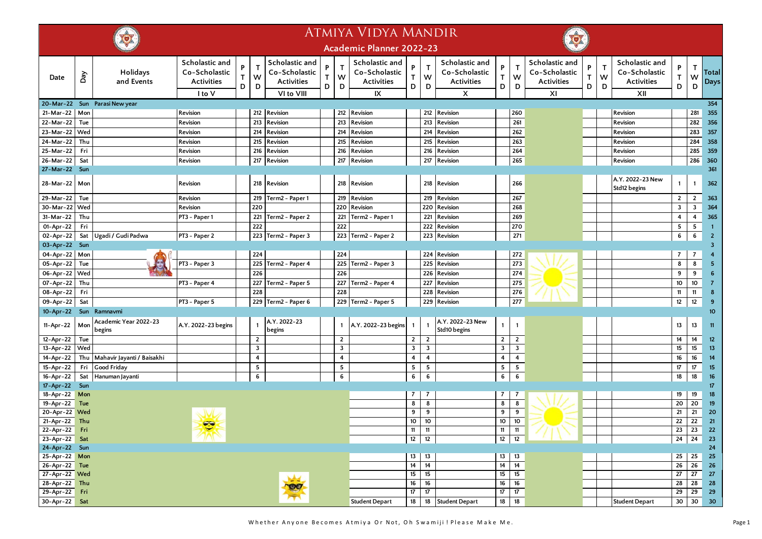# Atmiya Vidya Mandir

## Academic Planner 2022-23

| Date | Day | Holidays and Events | Scholastic and Co-Scholastic Activities | PTD | TWD | Scholastic and Co-Scholastic Activities | PTD | TWD | Scholastic and Co-Scholastic Activities | PTD | TWD | Scholastic and Co-Scholastic Activities | PTD | TWD | Scholastic and Co-Scholastic Activities | PTD | TWD | Scholastic and Co-Scholastic Activities | PTD | TWD | Total Days |
|---|---|---|---|---|---|---|---|---|---|---|---|---|---|---|---|---|---|---|---|---|---|
| | | | I to V | | | VI to VIII | | | IX | | | X | | | XI | | | XII | | | |
| 20-Mar-22 | Sun | Parasi New year | | | | | | | | | | | | | | | | | | | 354 |
| 21-Mar-22 | Mon | | Revision | | 212 | Revision | | 212 | Revision | | 212 | Revision | | 260 | | | | Revision | | 281 | 355 |
| 22-Mar-22 | Tue | | Revision | | 213 | Revision | | 213 | Revision | | 213 | Revision | | 261 | | | | Revision | | 282 | 356 |
| 23-Mar-22 | Wed | | Revision | | 214 | Revision | | 214 | Revision | | 214 | Revision | | 262 | | | | Revision | | 283 | 357 |
| 24-Mar-22 | Thu | | Revision | | 215 | Revision | | 215 | Revision | | 215 | Revision | | 263 | | | | Revision | | 284 | 358 |
| 25-Mar-22 | Fri | | Revision | | 216 | Revision | | 216 | Revision | | 216 | Revision | | 264 | | | | Revision | | 285 | 359 |
| 26-Mar-22 | Sat | | Revision | | 217 | Revision | | 217 | Revision | | 217 | Revision | | 265 | | | | Revision | | 286 | 360 |
| 27-Mar-22 | Sun | | | | | | | | | | | | | | | | | | | | 361 |
| 28-Mar-22 | Mon | | Revision | | 218 | Revision | | 218 | Revision | | 218 | Revision | | 266 | | | | A.Y. 2022-23 New Std12 begins | 1 | 1 | 362 |
| 29-Mar-22 | Tue | | Revision | | 219 | Term2 - Paper 1 | | 219 | Revision | | 219 | Revision | | 267 | | | | | 2 | 2 | 363 |
| 30-Mar-22 | Wed | | Revision | | 220 | | | 220 | Revision | | 220 | Revision | | 268 | | | | | 3 | 3 | 364 |
| 31-Mar-22 | Thu | | PT3 - Paper 1 | | 221 | Term2 - Paper 2 | | 221 | Term2 - Paper 1 | | 221 | Revision | | 269 | | | | | 4 | 4 | 365 |
| 01-Apr-22 | Fri | | | | 222 | | | 222 | | | 222 | Revision | | 270 | | | | | 5 | 5 | 1 |
| 02-Apr-22 | Sat | Ugadi / Gudi Padwa | PT3 - Paper 2 | | 223 | Term2 - Paper 3 | | 223 | Term2 - Paper 2 | | 223 | Revision | | 271 | | | | | 6 | 6 | 2 |
| 03-Apr-22 | Sun | | | | | | | | | | | | | | | | | | | | 3 |
| 04-Apr-22 | Mon | | | | 224 | | | 224 | | | 224 | Revision | | 272 | | | | | 7 | 7 | 4 |
| 05-Apr-22 | Tue | | PT3 - Paper 3 | | 225 | Term2 - Paper 4 | | 225 | Term2 - Paper 3 | | 225 | Revision | | 273 | | | | | 8 | 8 | 5 |
| 06-Apr-22 | Wed | | | | 226 | | | 226 | | | 226 | Revision | | 274 | | | | | 9 | 9 | 6 |
| 07-Apr-22 | Thu | | PT3 - Paper 4 | | 227 | Term2 - Paper 5 | | 227 | Term2 - Paper 4 | | 227 | Revision | | 275 | | | | | 10 | 10 | 7 |
| 08-Apr-22 | Fri | | | | 228 | | | 228 | | | 228 | Revision | | 276 | | | | | 11 | 11 | 8 |
| 09-Apr-22 | Sat | | PT3 - Paper 5 | | 229 | Term2 - Paper 6 | | 229 | Term2 - Paper 5 | | 229 | Revision | | 277 | | | | | 12 | 12 | 9 |
| 10-Apr-22 | Sun | Ramnavmi | | | | | | | | | | | | | | | | | | | 10 |
| 11-Apr-22 | Mon | Academic Year 2022-23 begins | A.Y. 2022-23 begins | | 1 | A.Y. 2022-23 begins | | 1 | A.Y. 2022-23 begins | 1 | 1 | A.Y. 2022-23 New Std10 begins | 1 | 1 | | | | | 13 | 13 | 11 |
| 12-Apr-22 | Tue | | | | 2 | | | 2 | | 2 | 2 | | 2 | 2 | | | | | 14 | 14 | 12 |
| 13-Apr-22 | Wed | | | | 3 | | | 3 | | 3 | 3 | | 3 | 3 | | | | | 15 | 15 | 13 |
| 14-Apr-22 | Thu | Mahavir Jayanti / Baisakhi | | | 4 | | | 4 | | 4 | 4 | | 4 | 4 | | | | | 16 | 16 | 14 |
| 15-Apr-22 | Fri | Good Friday | | | 5 | | | 5 | | 5 | 5 | | 5 | 5 | | | | | 17 | 17 | 15 |
| 16-Apr-22 | Sat | Hanuman Jayanti | | | 6 | | | 6 | | 6 | 6 | | 6 | 6 | | | | | 18 | 18 | 16 |
| 17-Apr-22 | Sun | | | | | | | | | | | | | | | | | | | | 17 |
| 18-Apr-22 | Mon | | | | | | | | | 7 | 7 | | 7 | 7 | | | | | 19 | 19 | 18 |
| 19-Apr-22 | Tue | | | | | | | | | 8 | 8 | | 8 | 8 | | | | | 20 | 20 | 19 |
| 20-Apr-22 | Wed | | | | | | | | | 9 | 9 | | 9 | 9 | | | | | 21 | 21 | 20 |
| 21-Apr-22 | Thu | | | | | | | | | 10 | 10 | | 10 | 10 | | | | | 22 | 22 | 21 |
| 22-Apr-22 | Fri | | | | | | | | | 11 | 11 | | 11 | 11 | | | | | 23 | 23 | 22 |
| 23-Apr-22 | Sat | | | | | | | | | 12 | 12 | | 12 | 12 | | | | | 24 | 24 | 23 |
| 24-Apr-22 | Sun | | | | | | | | | | | | | | | | | | | | 24 |
| 25-Apr-22 | Mon | | | | | | | | | 13 | 13 | | 13 | 13 | | | | | 25 | 25 | 25 |
| 26-Apr-22 | Tue | | | | | | | | | 14 | 14 | | 14 | 14 | | | | | 26 | 26 | 26 |
| 27-Apr-22 | Wed | | | | | | | | | 15 | 15 | | 15 | 15 | | | | | 27 | 27 | 27 |
| 28-Apr-22 | Thu | | | | | | | | | 16 | 16 | | 16 | 16 | | | | | 28 | 28 | 28 |
| 29-Apr-22 | Fri | | | | | | | | | 17 | 17 | | 17 | 17 | | | | | 29 | 29 | 29 |
| 30-Apr-22 | Sat | | | | | | | | Student Depart | 18 | 18 | Student Depart | 18 | 18 | | | | Student Depart | 30 | 30 | 30 |

Whether Anyone Becomes Atmiya Or Not, Oh Swamiji ! Please Make Me.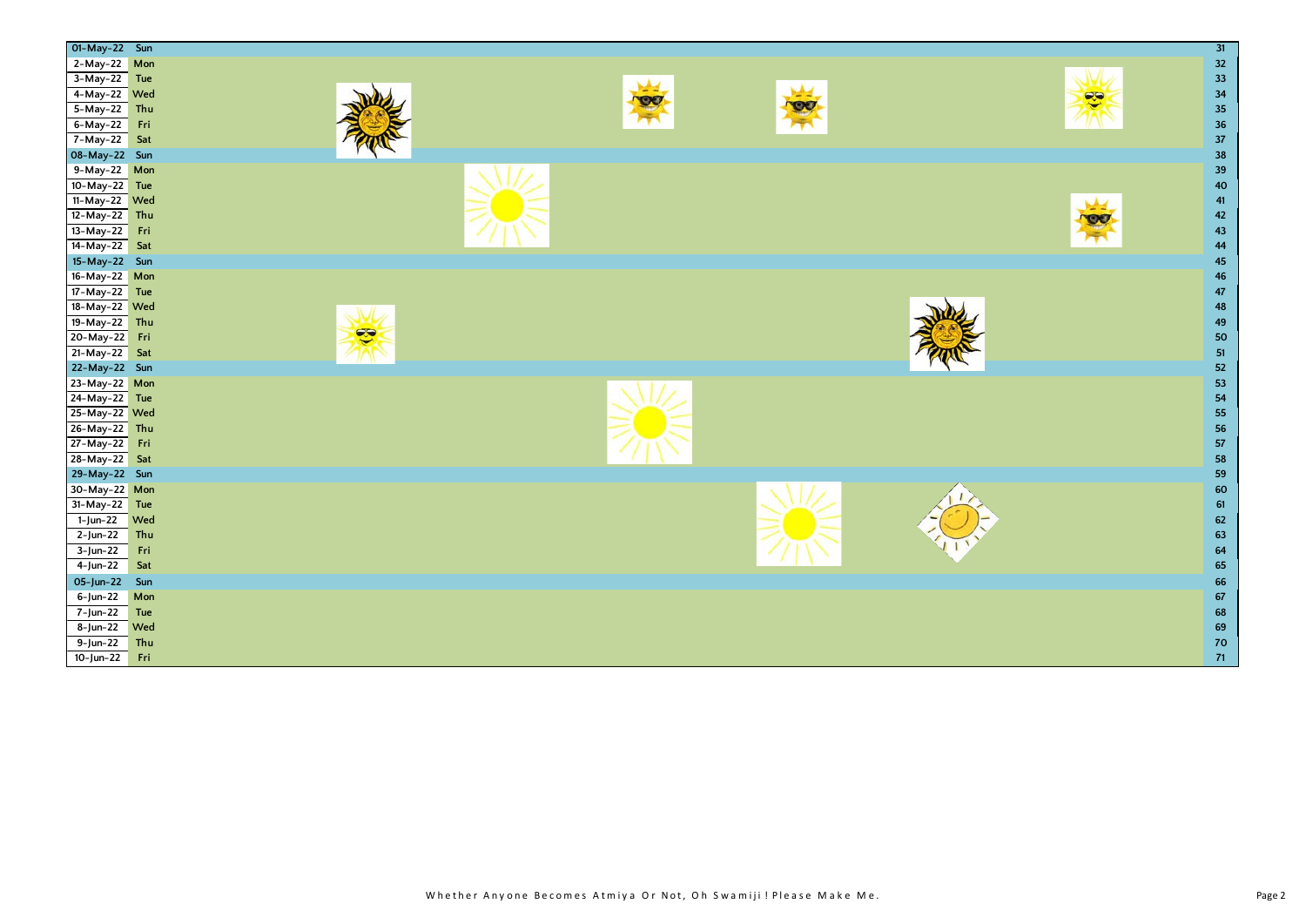| Date | Day | | No. |
|---|---|---|---|
| 01-May-22 | Sun | | 31 |
| 2-May-22 | Mon | | 32 |
| 3-May-22 | Tue | | 33 |
| 4-May-22 | Wed | | 34 |
| 5-May-22 | Thu | | 35 |
| 6-May-22 | Fri | | 36 |
| 7-May-22 | Sat | | 37 |
| 08-May-22 | Sun | | 38 |
| 9-May-22 | Mon | | 39 |
| 10-May-22 | Tue | | 40 |
| 11-May-22 | Wed | | 41 |
| 12-May-22 | Thu | | 42 |
| 13-May-22 | Fri | | 43 |
| 14-May-22 | Sat | | 44 |
| 15-May-22 | Sun | | 45 |
| 16-May-22 | Mon | | 46 |
| 17-May-22 | Tue | | 47 |
| 18-May-22 | Wed | | 48 |
| 19-May-22 | Thu | | 49 |
| 20-May-22 | Fri | | 50 |
| 21-May-22 | Sat | | 51 |
| 22-May-22 | Sun | | 52 |
| 23-May-22 | Mon | | 53 |
| 24-May-22 | Tue | | 54 |
| 25-May-22 | Wed | | 55 |
| 26-May-22 | Thu | | 56 |
| 27-May-22 | Fri | | 57 |
| 28-May-22 | Sat | | 58 |
| 29-May-22 | Sun | | 59 |
| 30-May-22 | Mon | | 60 |
| 31-May-22 | Tue | | 61 |
| 1-Jun-22 | Wed | | 62 |
| 2-Jun-22 | Thu | | 63 |
| 3-Jun-22 | Fri | | 64 |
| 4-Jun-22 | Sat | | 65 |
| 05-Jun-22 | Sun | | 66 |
| 6-Jun-22 | Mon | | 67 |
| 7-Jun-22 | Tue | | 68 |
| 8-Jun-22 | Wed | | 69 |
| 9-Jun-22 | Thu | | 70 |
| 10-Jun-22 | Fri | | 71 |

Whether Anyone Becomes Atmiya Or Not, Oh Swamiji ! Please Make Me.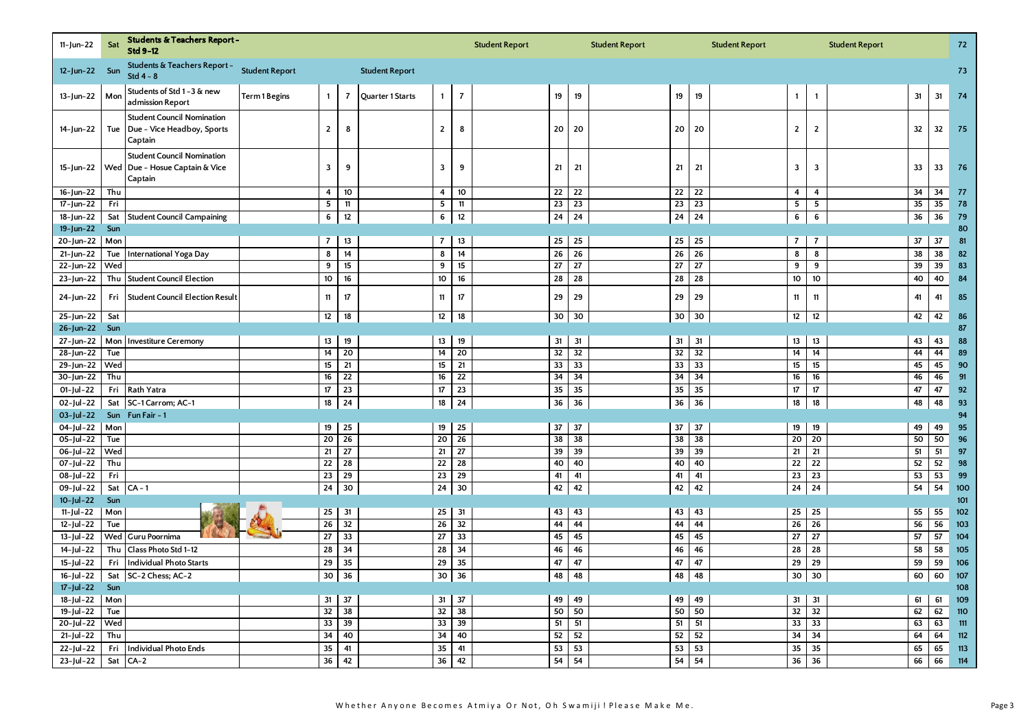| 11-Jun-22 | Sat | **Students & Teachers Report - Std 9-12** | | | | | | | Student Report | | | Student Report | | | Student Report | | | Student Report | | | 72 |
|---|---|---|---|---|---|---|---|---|---|---|---|---|---|---|---|---|---|---|---|---|---|
| 12-Jun-22 | Sun | Students & Teachers Report - Std 4 - 8 | Student Report | | | Student Report | | | | | | | | | | | | | | | 73 |
| 13-Jun-22 | Mon | Students of Std 1 - 3 & new admission Report | Term 1 Begins | 1 | 7 | Quarter 1 Starts | 1 | 7 | | 19 | 19 | | 19 | 19 | | 1 | 1 | | 31 | 31 | 74 |
| 14-Jun-22 | Tue | Student Council Nomination Due - Vice Headboy, Sports Captain | | 2 | 8 | | 2 | 8 | | 20 | 20 | | 20 | 20 | | 2 | 2 | | 32 | 32 | 75 |
| 15-Jun-22 | Wed | Student Council Nomination Due - Hosue Captain & Vice Captain | | 3 | 9 | | 3 | 9 | | 21 | 21 | | 21 | 21 | | 3 | 3 | | 33 | 33 | 76 |
| 16-Jun-22 | Thu | | | 4 | 10 | | 4 | 10 | | 22 | 22 | | 22 | 22 | | 4 | 4 | | 34 | 34 | 77 |
| 17-Jun-22 | Fri | | | 5 | 11 | | 5 | 11 | | 23 | 23 | | 23 | 23 | | 5 | 5 | | 35 | 35 | 78 |
| 18-Jun-22 | Sat | Student Council Campaining | | 6 | 12 | | 6 | 12 | | 24 | 24 | | 24 | 24 | | 6 | 6 | | 36 | 36 | 79 |
| 19-Jun-22 | Sun | | | | | | | | | | | | | | | | | | | | 80 |
| 20-Jun-22 | Mon | | | 7 | 13 | | 7 | 13 | | 25 | 25 | | 25 | 25 | | 7 | 7 | | 37 | 37 | 81 |
| 21-Jun-22 | Tue | International Yoga Day | | 8 | 14 | | 8 | 14 | | 26 | 26 | | 26 | 26 | | 8 | 8 | | 38 | 38 | 82 |
| 22-Jun-22 | Wed | | | 9 | 15 | | 9 | 15 | | 27 | 27 | | 27 | 27 | | 9 | 9 | | 39 | 39 | 83 |
| 23-Jun-22 | Thu | Student Council Election | | 10 | 16 | | 10 | 16 | | 28 | 28 | | 28 | 28 | | 10 | 10 | | 40 | 40 | 84 |
| 24-Jun-22 | Fri | Student Council Election Result | | 11 | 17 | | 11 | 17 | | 29 | 29 | | 29 | 29 | | 11 | 11 | | 41 | 41 | 85 |
| 25-Jun-22 | Sat | | | 12 | 18 | | 12 | 18 | | 30 | 30 | | 30 | 30 | | 12 | 12 | | 42 | 42 | 86 |
| 26-Jun-22 | Sun | | | | | | | | | | | | | | | | | | | | 87 |
| 27-Jun-22 | Mon | Investiture Ceremony | | 13 | 19 | | 13 | 19 | | 31 | 31 | | 31 | 31 | | 13 | 13 | | 43 | 43 | 88 |
| 28-Jun-22 | Tue | | | 14 | 20 | | 14 | 20 | | 32 | 32 | | 32 | 32 | | 14 | 14 | | 44 | 44 | 89 |
| 29-Jun-22 | Wed | | | 15 | 21 | | 15 | 21 | | 33 | 33 | | 33 | 33 | | 15 | 15 | | 45 | 45 | 90 |
| 30-Jun-22 | Thu | | | 16 | 22 | | 16 | 22 | | 34 | 34 | | 34 | 34 | | 16 | 16 | | 46 | 46 | 91 |
| 01-Jul-22 | Fri | Rath Yatra | | 17 | 23 | | 17 | 23 | | 35 | 35 | | 35 | 35 | | 17 | 17 | | 47 | 47 | 92 |
| 02-Jul-22 | Sat | SC-1 Carrom; AC-1 | | 18 | 24 | | 18 | 24 | | 36 | 36 | | 36 | 36 | | 18 | 18 | | 48 | 48 | 93 |
| 03-Jul-22 | Sun | Fun Fair - 1 | | | | | | | | | | | | | | | | | | | 94 |
| 04-Jul-22 | Mon | | | 19 | 25 | | 19 | 25 | | 37 | 37 | | 37 | 37 | | 19 | 19 | | 49 | 49 | 95 |
| 05-Jul-22 | Tue | | | 20 | 26 | | 20 | 26 | | 38 | 38 | | 38 | 38 | | 20 | 20 | | 50 | 50 | 96 |
| 06-Jul-22 | Wed | | | 21 | 27 | | 21 | 27 | | 39 | 39 | | 39 | 39 | | 21 | 21 | | 51 | 51 | 97 |
| 07-Jul-22 | Thu | | | 22 | 28 | | 22 | 28 | | 40 | 40 | | 40 | 40 | | 22 | 22 | | 52 | 52 | 98 |
| 08-Jul-22 | Fri | | | 23 | 29 | | 23 | 29 | | 41 | 41 | | 41 | 41 | | 23 | 23 | | 53 | 53 | 99 |
| 09-Jul-22 | Sat | CA - 1 | | 24 | 30 | | 24 | 30 | | 42 | 42 | | 42 | 42 | | 24 | 24 | | 54 | 54 | 100 |
| 10-Jul-22 | Sun | | | | | | | | | | | | | | | | | | | | 101 |
| 11-Jul-22 | Mon | | | 25 | 31 | | 25 | 31 | | 43 | 43 | | 43 | 43 | | 25 | 25 | | 55 | 55 | 102 |
| 12-Jul-22 | Tue | | | 26 | 32 | | 26 | 32 | | 44 | 44 | | 44 | 44 | | 26 | 26 | | 56 | 56 | 103 |
| 13-Jul-22 | Wed | Guru Poornima | | 27 | 33 | | 27 | 33 | | 45 | 45 | | 45 | 45 | | 27 | 27 | | 57 | 57 | 104 |
| 14-Jul-22 | Thu | Class Photo Std 1-12 | | 28 | 34 | | 28 | 34 | | 46 | 46 | | 46 | 46 | | 28 | 28 | | 58 | 58 | 105 |
| 15-Jul-22 | Fri | Individual Photo Starts | | 29 | 35 | | 29 | 35 | | 47 | 47 | | 47 | 47 | | 29 | 29 | | 59 | 59 | 106 |
| 16-Jul-22 | Sat | SC-2 Chess; AC-2 | | 30 | 36 | | 30 | 36 | | 48 | 48 | | 48 | 48 | | 30 | 30 | | 60 | 60 | 107 |
| 17-Jul-22 | Sun | | | | | | | | | | | | | | | | | | | | 108 |
| 18-Jul-22 | Mon | | | 31 | 37 | | 31 | 37 | | 49 | 49 | | 49 | 49 | | 31 | 31 | | 61 | 61 | 109 |
| 19-Jul-22 | Tue | | | 32 | 38 | | 32 | 38 | | 50 | 50 | | 50 | 50 | | 32 | 32 | | 62 | 62 | 110 |
| 20-Jul-22 | Wed | | | 33 | 39 | | 33 | 39 | | 51 | 51 | | 51 | 51 | | 33 | 33 | | 63 | 63 | 111 |
| 21-Jul-22 | Thu | | | 34 | 40 | | 34 | 40 | | 52 | 52 | | 52 | 52 | | 34 | 34 | | 64 | 64 | 112 |
| 22-Jul-22 | Fri | Individual Photo Ends | | 35 | 41 | | 35 | 41 | | 53 | 53 | | 53 | 53 | | 35 | 35 | | 65 | 65 | 113 |
| 23-Jul-22 | Sat | CA-2 | | 36 | 42 | | 36 | 42 | | 54 | 54 | | 54 | 54 | | 36 | 36 | | 66 | 66 | 114 |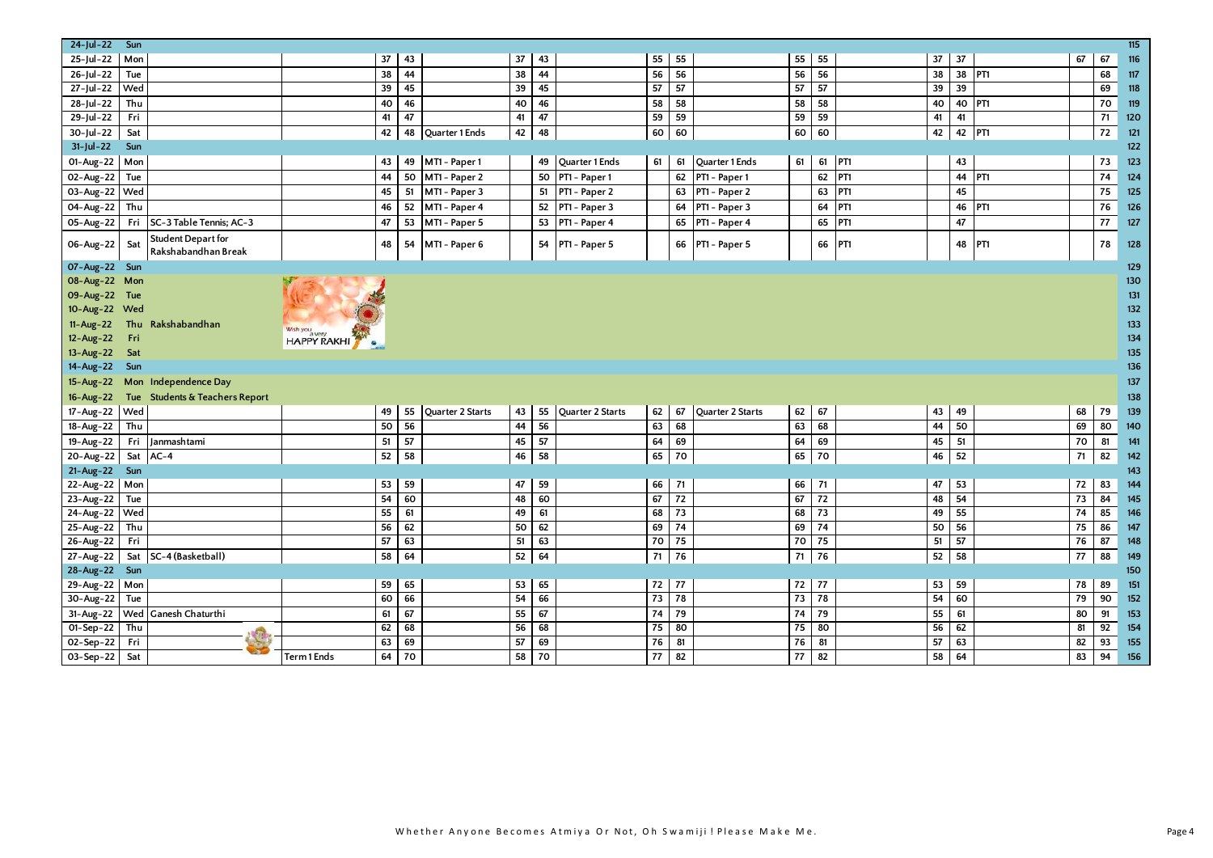| | | | | | | | | | | | | | | | | | | | | | |
|---|---|---|---|---|---|---|---|---|---|---|---|---|---|---|---|---|---|---|---|---|---|
| 24-Jul-22 | Sun | | | | | | | | | | | | | | | | | | | | 115 |
| 25-Jul-22 | Mon | | | 37 | 43 | | 37 | 43 | | 55 | 55 | | 55 | 55 | | 37 | 37 | | 67 | 67 | 116 |
| 26-Jul-22 | Tue | | | 38 | 44 | | 38 | 44 | | 56 | 56 | | 56 | 56 | | 38 | 38 | PT1 | | 68 | 117 |
| 27-Jul-22 | Wed | | | 39 | 45 | | 39 | 45 | | 57 | 57 | | 57 | 57 | | 39 | 39 | | | 69 | 118 |
| 28-Jul-22 | Thu | | | 40 | 46 | | 40 | 46 | | 58 | 58 | | 58 | 58 | | 40 | 40 | PT1 | | 70 | 119 |
| 29-Jul-22 | Fri | | | 41 | 47 | | 41 | 47 | | 59 | 59 | | 59 | 59 | | 41 | 41 | | | 71 | 120 |
| 30-Jul-22 | Sat | | | 42 | 48 | Quarter 1 Ends | 42 | 48 | | 60 | 60 | | 60 | 60 | | 42 | 42 | PT1 | | 72 | 121 |
| 31-Jul-22 | Sun | | | | | | | | | | | | | | | | | | | | 122 |
| 01-Aug-22 | Mon | | | 43 | 49 | MT1 - Paper 1 | | 49 | Quarter 1 Ends | 61 | 61 | Quarter 1 Ends | 61 | 61 | PT1 | | 43 | | | 73 | 123 |
| 02-Aug-22 | Tue | | | 44 | 50 | MT1 - Paper 2 | | 50 | PT1 - Paper 1 | | 62 | PT1 - Paper 1 | | 62 | PT1 | | 44 | PT1 | | 74 | 124 |
| 03-Aug-22 | Wed | | | 45 | 51 | MT1 - Paper 3 | | 51 | PT1 - Paper 2 | | 63 | PT1 - Paper 2 | | 63 | PT1 | | 45 | | | 75 | 125 |
| 04-Aug-22 | Thu | | | 46 | 52 | MT1 - Paper 4 | | 52 | PT1 - Paper 3 | | 64 | PT1 - Paper 3 | | 64 | PT1 | | 46 | PT1 | | 76 | 126 |
| 05-Aug-22 | Fri | SC-3 Table Tennis; AC-3 | | 47 | 53 | MT1 - Paper 5 | | 53 | PT1 - Paper 4 | | 65 | PT1 - Paper 4 | | 65 | PT1 | | 47 | | | 77 | 127 |
| 06-Aug-22 | Sat | Student Depart for Rakshabandhan Break | | 48 | 54 | MT1 - Paper 6 | | 54 | PT1 - Paper 5 | | 66 | PT1 - Paper 5 | | 66 | PT1 | | 48 | PT1 | | 78 | 128 |
| 07-Aug-22 | Sun | | | | | | | | | | | | | | | | | | | | 129 |
| 08-Aug-22 | Mon | | | | | | | | | | | | | | | | | | | | 130 |
| 09-Aug-22 | Tue | | | | | | | | | | | | | | | | | | | | 131 |
| 10-Aug-22 | Wed | | | | | | | | | | | | | | | | | | | | 132 |
| 11-Aug-22 | Thu | Rakshabandhan | | | | | | | | | | | | | | | | | | | 133 |
| 12-Aug-22 | Fri | | | | | | | | | | | | | | | | | | | | 134 |
| 13-Aug-22 | Sat | | | | | | | | | | | | | | | | | | | | 135 |
| 14-Aug-22 | Sun | | | | | | | | | | | | | | | | | | | | 136 |
| 15-Aug-22 | Mon | Independence Day | | | | | | | | | | | | | | | | | | | 137 |
| 16-Aug-22 | Tue | Students & Teachers Report | | | | | | | | | | | | | | | | | | | 138 |
| 17-Aug-22 | Wed | | | 49 | 55 | Quarter 2 Starts | 43 | 55 | Quarter 2 Starts | 62 | 67 | Quarter 2 Starts | 62 | 67 | | 43 | 49 | | 68 | 79 | 139 |
| 18-Aug-22 | Thu | | | 50 | 56 | | 44 | 56 | | 63 | 68 | | 63 | 68 | | 44 | 50 | | 69 | 80 | 140 |
| 19-Aug-22 | Fri | Janmashtami | | 51 | 57 | | 45 | 57 | | 64 | 69 | | 64 | 69 | | 45 | 51 | | 70 | 81 | 141 |
| 20-Aug-22 | Sat | AC-4 | | 52 | 58 | | 46 | 58 | | 65 | 70 | | 65 | 70 | | 46 | 52 | | 71 | 82 | 142 |
| 21-Aug-22 | Sun | | | | | | | | | | | | | | | | | | | | 143 |
| 22-Aug-22 | Mon | | | 53 | 59 | | 47 | 59 | | 66 | 71 | | 66 | 71 | | 47 | 53 | | 72 | 83 | 144 |
| 23-Aug-22 | Tue | | | 54 | 60 | | 48 | 60 | | 67 | 72 | | 67 | 72 | | 48 | 54 | | 73 | 84 | 145 |
| 24-Aug-22 | Wed | | | 55 | 61 | | 49 | 61 | | 68 | 73 | | 68 | 73 | | 49 | 55 | | 74 | 85 | 146 |
| 25-Aug-22 | Thu | | | 56 | 62 | | 50 | 62 | | 69 | 74 | | 69 | 74 | | 50 | 56 | | 75 | 86 | 147 |
| 26-Aug-22 | Fri | | | 57 | 63 | | 51 | 63 | | 70 | 75 | | 70 | 75 | | 51 | 57 | | 76 | 87 | 148 |
| 27-Aug-22 | Sat | SC-4 (Basketball) | | 58 | 64 | | 52 | 64 | | 71 | 76 | | 71 | 76 | | 52 | 58 | | 77 | 88 | 149 |
| 28-Aug-22 | Sun | | | | | | | | | | | | | | | | | | | | 150 |
| 29-Aug-22 | Mon | | | 59 | 65 | | 53 | 65 | | 72 | 77 | | 72 | 77 | | 53 | 59 | | 78 | 89 | 151 |
| 30-Aug-22 | Tue | | | 60 | 66 | | 54 | 66 | | 73 | 78 | | 73 | 78 | | 54 | 60 | | 79 | 90 | 152 |
| 31-Aug-22 | Wed | Ganesh Chaturthi | | 61 | 67 | | 55 | 67 | | 74 | 79 | | 74 | 79 | | 55 | 61 | | 80 | 91 | 153 |
| 01-Sep-22 | Thu | | | 62 | 68 | | 56 | 68 | | 75 | 80 | | 75 | 80 | | 56 | 62 | | 81 | 92 | 154 |
| 02-Sep-22 | Fri | | | 63 | 69 | | 57 | 69 | | 76 | 81 | | 76 | 81 | | 57 | 63 | | 82 | 93 | 155 |
| 03-Sep-22 | Sat | | Term 1 Ends | 64 | 70 | | 58 | 70 | | 77 | 82 | | 77 | 82 | | 58 | 64 | | 83 | 94 | 156 |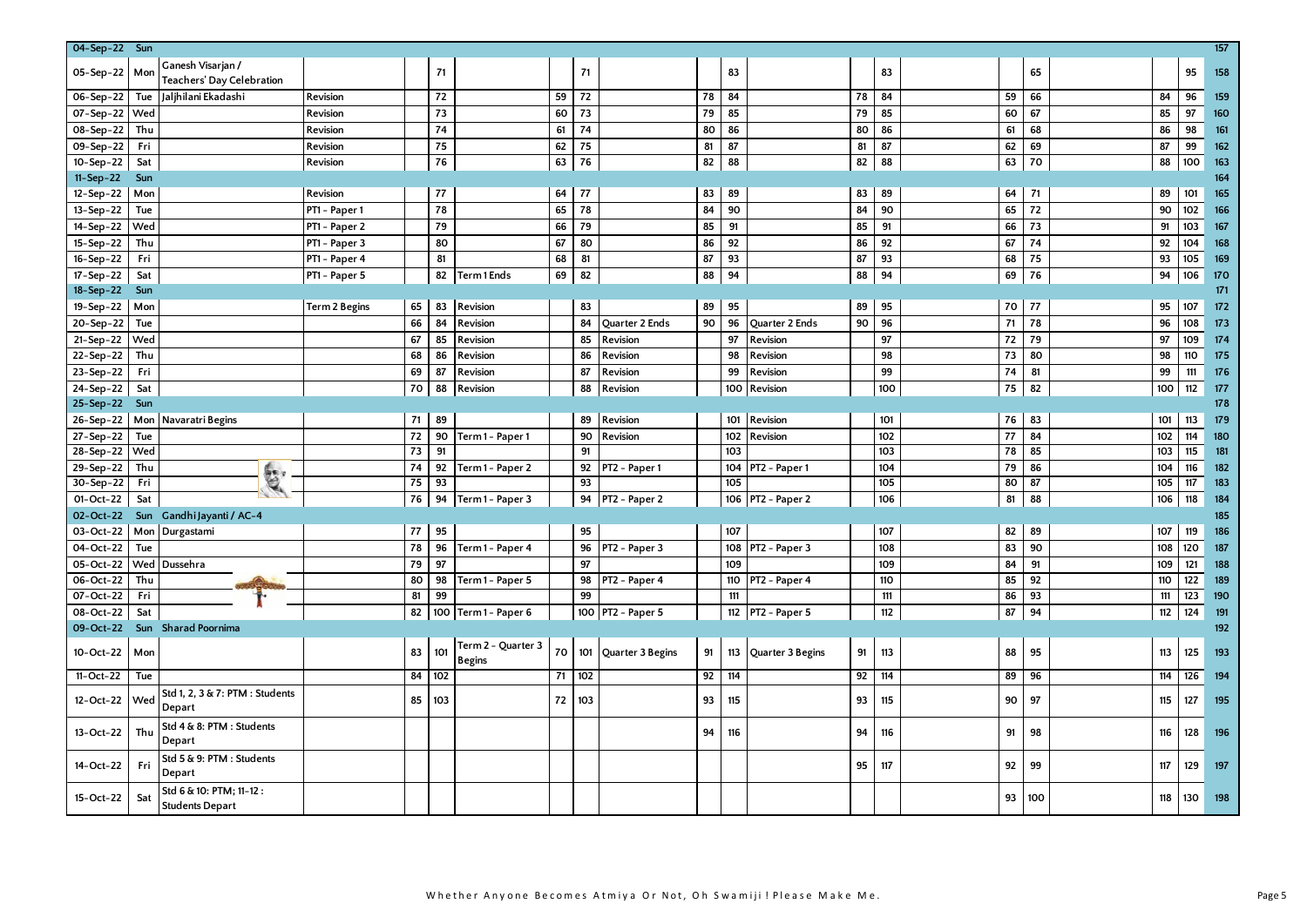| | | | | | | | | | | | | | | | | | | | | | |
|---|---|---|---|---|---|---|---|---|---|---|---|---|---|---|---|---|---|---|---|---|---|
| 04-Sep-22 | Sun | | | | | | | | | | | | | | | | | | | | 157 |
| 05-Sep-22 | Mon | Ganesh Visarjan / Teachers' Day Celebration | | | 71 | | | 71 | | | 83 | | | 83 | | | 65 | | | 95 | 158 |
| 06-Sep-22 | Tue | Jaljhilani Ekadashi | Revision | | 72 | | 59 | 72 | | 78 | 84 | | 78 | 84 | | 59 | 66 | | 84 | 96 | 159 |
| 07-Sep-22 | Wed | | Revision | | 73 | | 60 | 73 | | 79 | 85 | | 79 | 85 | | 60 | 67 | | 85 | 97 | 160 |
| 08-Sep-22 | Thu | | Revision | | 74 | | 61 | 74 | | 80 | 86 | | 80 | 86 | | 61 | 68 | | 86 | 98 | 161 |
| 09-Sep-22 | Fri | | Revision | | 75 | | 62 | 75 | | 81 | 87 | | 81 | 87 | | 62 | 69 | | 87 | 99 | 162 |
| 10-Sep-22 | Sat | | Revision | | 76 | | 63 | 76 | | 82 | 88 | | 82 | 88 | | 63 | 70 | | 88 | 100 | 163 |
| 11-Sep-22 | Sun | | | | | | | | | | | | | | | | | | | | 164 |
| 12-Sep-22 | Mon | | Revision | | 77 | | 64 | 77 | | 83 | 89 | | 83 | 89 | | 64 | 71 | | 89 | 101 | 165 |
| 13-Sep-22 | Tue | | PT1 - Paper 1 | | 78 | | 65 | 78 | | 84 | 90 | | 84 | 90 | | 65 | 72 | | 90 | 102 | 166 |
| 14-Sep-22 | Wed | | PT1 - Paper 2 | | 79 | | 66 | 79 | | 85 | 91 | | 85 | 91 | | 66 | 73 | | 91 | 103 | 167 |
| 15-Sep-22 | Thu | | PT1 - Paper 3 | | 80 | | 67 | 80 | | 86 | 92 | | 86 | 92 | | 67 | 74 | | 92 | 104 | 168 |
| 16-Sep-22 | Fri | | PT1 - Paper 4 | | 81 | | 68 | 81 | | 87 | 93 | | 87 | 93 | | 68 | 75 | | 93 | 105 | 169 |
| 17-Sep-22 | Sat | | PT1 - Paper 5 | | 82 | Term 1 Ends | 69 | 82 | | 88 | 94 | | 88 | 94 | | 69 | 76 | | 94 | 106 | 170 |
| 18-Sep-22 | Sun | | | | | | | | | | | | | | | | | | | | 171 |
| 19-Sep-22 | Mon | | Term 2 Begins | 65 | 83 | Revision | | 83 | | 89 | 95 | | 89 | 95 | | 70 | 77 | | 95 | 107 | 172 |
| 20-Sep-22 | Tue | | | 66 | 84 | Revision | | 84 | Quarter 2 Ends | 90 | 96 | Quarter 2 Ends | 90 | 96 | | 71 | 78 | | 96 | 108 | 173 |
| 21-Sep-22 | Wed | | | 67 | 85 | Revision | | 85 | Revision | | 97 | Revision | | 97 | | 72 | 79 | | 97 | 109 | 174 |
| 22-Sep-22 | Thu | | | 68 | 86 | Revision | | 86 | Revision | | 98 | Revision | | 98 | | 73 | 80 | | 98 | 110 | 175 |
| 23-Sep-22 | Fri | | | 69 | 87 | Revision | | 87 | Revision | | 99 | Revision | | 99 | | 74 | 81 | | 99 | 111 | 176 |
| 24-Sep-22 | Sat | | | 70 | 88 | Revision | | 88 | Revision | | 100 | Revision | | 100 | | 75 | 82 | | 100 | 112 | 177 |
| 25-Sep-22 | Sun | | | | | | | | | | | | | | | | | | | | 178 |
| 26-Sep-22 | Mon | Navaratri Begins | | 71 | 89 | | | 89 | Revision | | 101 | Revision | | 101 | | 76 | 83 | | 101 | 113 | 179 |
| 27-Sep-22 | Tue | | | 72 | 90 | Term 1 - Paper 1 | | 90 | Revision | | 102 | Revision | | 102 | | 77 | 84 | | 102 | 114 | 180 |
| 28-Sep-22 | Wed | | | 73 | 91 | | | 91 | | | 103 | | | 103 | | 78 | 85 | | 103 | 115 | 181 |
| 29-Sep-22 | Thu | | | 74 | 92 | Term 1 - Paper 2 | | 92 | PT2 - Paper 1 | | 104 | PT2 - Paper 1 | | 104 | | 79 | 86 | | 104 | 116 | 182 |
| 30-Sep-22 | Fri | | | 75 | 93 | | | 93 | | | 105 | | | 105 | | 80 | 87 | | 105 | 117 | 183 |
| 01-Oct-22 | Sat | | | 76 | 94 | Term 1 - Paper 3 | | 94 | PT2 - Paper 2 | | 106 | PT2 - Paper 2 | | 106 | | 81 | 88 | | 106 | 118 | 184 |
| 02-Oct-22 | Sun | Gandhi Jayanti / AC-4 | | | | | | | | | | | | | | | | | | | 185 |
| 03-Oct-22 | Mon | Durgastami | | 77 | 95 | | | 95 | | | 107 | | | 107 | | 82 | 89 | | 107 | 119 | 186 |
| 04-Oct-22 | Tue | | | 78 | 96 | Term 1 - Paper 4 | | 96 | PT2 - Paper 3 | | 108 | PT2 - Paper 3 | | 108 | | 83 | 90 | | 108 | 120 | 187 |
| 05-Oct-22 | Wed | Dussehra | | 79 | 97 | | | 97 | | | 109 | | | 109 | | 84 | 91 | | 109 | 121 | 188 |
| 06-Oct-22 | Thu | | | 80 | 98 | Term 1 - Paper 5 | | 98 | PT2 - Paper 4 | | 110 | PT2 - Paper 4 | | 110 | | 85 | 92 | | 110 | 122 | 189 |
| 07-Oct-22 | Fri | | | 81 | 99 | | | 99 | | | 111 | | | 111 | | 86 | 93 | | 111 | 123 | 190 |
| 08-Oct-22 | Sat | | | 82 | 100 | Term 1 - Paper 6 | | 100 | PT2 - Paper 5 | | 112 | PT2 - Paper 5 | | 112 | | 87 | 94 | | 112 | 124 | 191 |
| 09-Oct-22 | Sun | Sharad Poornima | | | | | | | | | | | | | | | | | | | 192 |
| 10-Oct-22 | Mon | | | 83 | 101 | Term 2 - Quarter 3 Begins | 70 | 101 | Quarter 3 Begins | 91 | 113 | Quarter 3 Begins | 91 | 113 | | 88 | 95 | | 113 | 125 | 193 |
| 11-Oct-22 | Tue | | | 84 | 102 | | 71 | 102 | | 92 | 114 | | 92 | 114 | | 89 | 96 | | 114 | 126 | 194 |
| 12-Oct-22 | Wed | Std 1, 2, 3 & 7: PTM : Students Depart | | 85 | 103 | | 72 | 103 | | 93 | 115 | | 93 | 115 | | 90 | 97 | | 115 | 127 | 195 |
| 13-Oct-22 | Thu | Std 4 & 8: PTM : Students Depart | | | | | | | | 94 | 116 | | 94 | 116 | | 91 | 98 | | 116 | 128 | 196 |
| 14-Oct-22 | Fri | Std 5 & 9: PTM : Students Depart | | | | | | | | | | | 95 | 117 | | 92 | 99 | | 117 | 129 | 197 |
| 15-Oct-22 | Sat | Std 6 & 10: PTM; 11-12 : Students Depart | | | | | | | | | | | | | | 93 | 100 | | 118 | 130 | 198 |

Whether Anyone Becomes Atmiya Or Not, Oh Swamiji ! Please Make Me.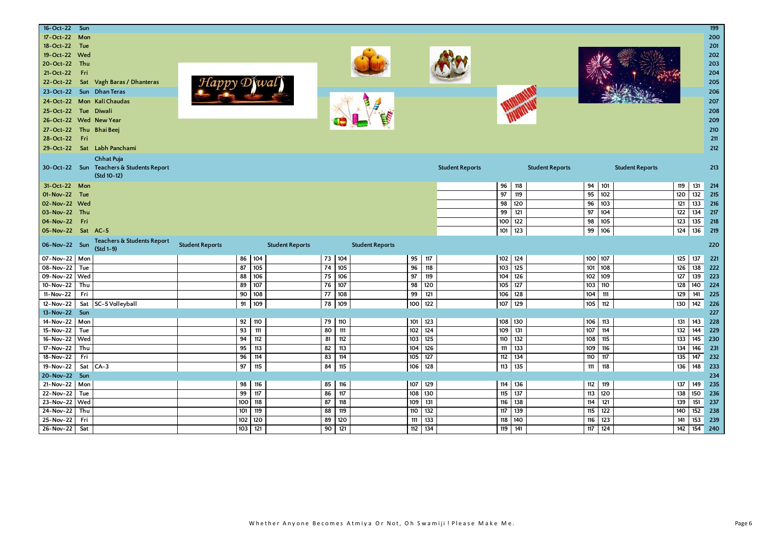| | | | | | | | | | | | | | | | | | | | | | |
|---|---|---|---|---|---|---|---|---|---|---|---|---|---|---|---|---|---|---|---|---|---|
| 16-Oct-22 | Sun | | | | | | | | | | | | | | | | | | | | 199 |
| 17-Oct-22 | Mon | | | | | | | | | | | | | | | | | | | | 200 |
| 18-Oct-22 | Tue | | | | | | | | | | | | | | | | | | | | 201 |
| 19-Oct-22 | Wed | | | | | | | | | | | | | | | | | | | | 202 |
| 20-Oct-22 | Thu | | | | | | | | | | | | | | | | | | | | 203 |
| 21-Oct-22 | Fri | | | | | | | | | | | | | | | | | | | | 204 |
| 22-Oct-22 | Sat | Vagh Baras / Dhanteras | | | | | | | | | | | | | | | | | | | 205 |
| 23-Oct-22 | Sun | Dhan Teras | | | | | | | | | | | | | | | | | | | 206 |
| 24-Oct-22 | Mon | Kali Chaudas | | | | | | | | | | | | | | | | | | | 207 |
| 25-Oct-22 | Tue | Diwali | | | | | | | | | | | | | | | | | | | 208 |
| 26-Oct-22 | Wed | New Year | | | | | | | | | | | | | | | | | | | 209 |
| 27-Oct-22 | Thu | Bhai Beej | | | | | | | | | | | | | | | | | | | 210 |
| 28-Oct-22 | Fri | | | | | | | | | | | | | | | | | | | | 211 |
| 29-Oct-22 | Sat | Labh Panchami | | | | | | | | | | | | | | | | | | | 212 |
| 30-Oct-22 | Sun | Chhat Puja Teachers & Students Report (Std 10-12) | | | | | | | | | | Student Reports | | | Student Reports | | | Student Reports | | | 213 |
| 31-Oct-22 | Mon | | | | | | | | | | | | 96 | 118 | | 94 | 101 | | 119 | 131 | 214 |
| 01-Nov-22 | Tue | | | | | | | | | | | | 97 | 119 | | 95 | 102 | | 120 | 132 | 215 |
| 02-Nov-22 | Wed | | | | | | | | | | | | 98 | 120 | | 96 | 103 | | 121 | 133 | 216 |
| 03-Nov-22 | Thu | | | | | | | | | | | | 99 | 121 | | 97 | 104 | | 122 | 134 | 217 |
| 04-Nov-22 | Fri | | | | | | | | | | | | 100 | 122 | | 98 | 105 | | 123 | 135 | 218 |
| 05-Nov-22 | Sat | AC-5 | | | | | | | | | | | 101 | 123 | | 99 | 106 | | 124 | 136 | 219 |
| 06-Nov-22 | Sun | Teachers & Students Report (Std 1-9) | Student Reports | | | Student Reports | | | Student Reports | | | | | | | | | | | | 220 |
| 07-Nov-22 | Mon | | | 86 | 104 | | 73 | 104 | | 95 | 117 | | 102 | 124 | | 100 | 107 | | 125 | 137 | 221 |
| 08-Nov-22 | Tue | | | 87 | 105 | | 74 | 105 | | 96 | 118 | | 103 | 125 | | 101 | 108 | | 126 | 138 | 222 |
| 09-Nov-22 | Wed | | | 88 | 106 | | 75 | 106 | | 97 | 119 | | 104 | 126 | | 102 | 109 | | 127 | 139 | 223 |
| 10-Nov-22 | Thu | | | 89 | 107 | | 76 | 107 | | 98 | 120 | | 105 | 127 | | 103 | 110 | | 128 | 140 | 224 |
| 11-Nov-22 | Fri | | | 90 | 108 | | 77 | 108 | | 99 | 121 | | 106 | 128 | | 104 | 111 | | 129 | 141 | 225 |
| 12-Nov-22 | Sat | SC-5 Volleyball | | 91 | 109 | | 78 | 109 | | 100 | 122 | | 107 | 129 | | 105 | 112 | | 130 | 142 | 226 |
| 13-Nov-22 | Sun | | | | | | | | | | | | | | | | | | | | 227 |
| 14-Nov-22 | Mon | | | 92 | 110 | | 79 | 110 | | 101 | 123 | | 108 | 130 | | 106 | 113 | | 131 | 143 | 228 |
| 15-Nov-22 | Tue | | | 93 | 111 | | 80 | 111 | | 102 | 124 | | 109 | 131 | | 107 | 114 | | 132 | 144 | 229 |
| 16-Nov-22 | Wed | | | 94 | 112 | | 81 | 112 | | 103 | 125 | | 110 | 132 | | 108 | 115 | | 133 | 145 | 230 |
| 17-Nov-22 | Thu | | | 95 | 113 | | 82 | 113 | | 104 | 126 | | 111 | 133 | | 109 | 116 | | 134 | 146 | 231 |
| 18-Nov-22 | Fri | | | 96 | 114 | | 83 | 114 | | 105 | 127 | | 112 | 134 | | 110 | 117 | | 135 | 147 | 232 |
| 19-Nov-22 | Sat | CA-3 | | 97 | 115 | | 84 | 115 | | 106 | 128 | | 113 | 135 | | 111 | 118 | | 136 | 148 | 233 |
| 20-Nov-22 | Sun | | | | | | | | | | | | | | | | | | | | 234 |
| 21-Nov-22 | Mon | | | 98 | 116 | | 85 | 116 | | 107 | 129 | | 114 | 136 | | 112 | 119 | | 137 | 149 | 235 |
| 22-Nov-22 | Tue | | | 99 | 117 | | 86 | 117 | | 108 | 130 | | 115 | 137 | | 113 | 120 | | 138 | 150 | 236 |
| 23-Nov-22 | Wed | | | 100 | 118 | | 87 | 118 | | 109 | 131 | | 116 | 138 | | 114 | 121 | | 139 | 151 | 237 |
| 24-Nov-22 | Thu | | | 101 | 119 | | 88 | 119 | | 110 | 132 | | 117 | 139 | | 115 | 122 | | 140 | 152 | 238 |
| 25-Nov-22 | Fri | | | 102 | 120 | | 89 | 120 | | 111 | 133 | | 118 | 140 | | 116 | 123 | | 141 | 153 | 239 |
| 26-Nov-22 | Sat | | | 103 | 121 | | 90 | 121 | | 112 | 134 | | 119 | 141 | | 117 | 124 | | 142 | 154 | 240 |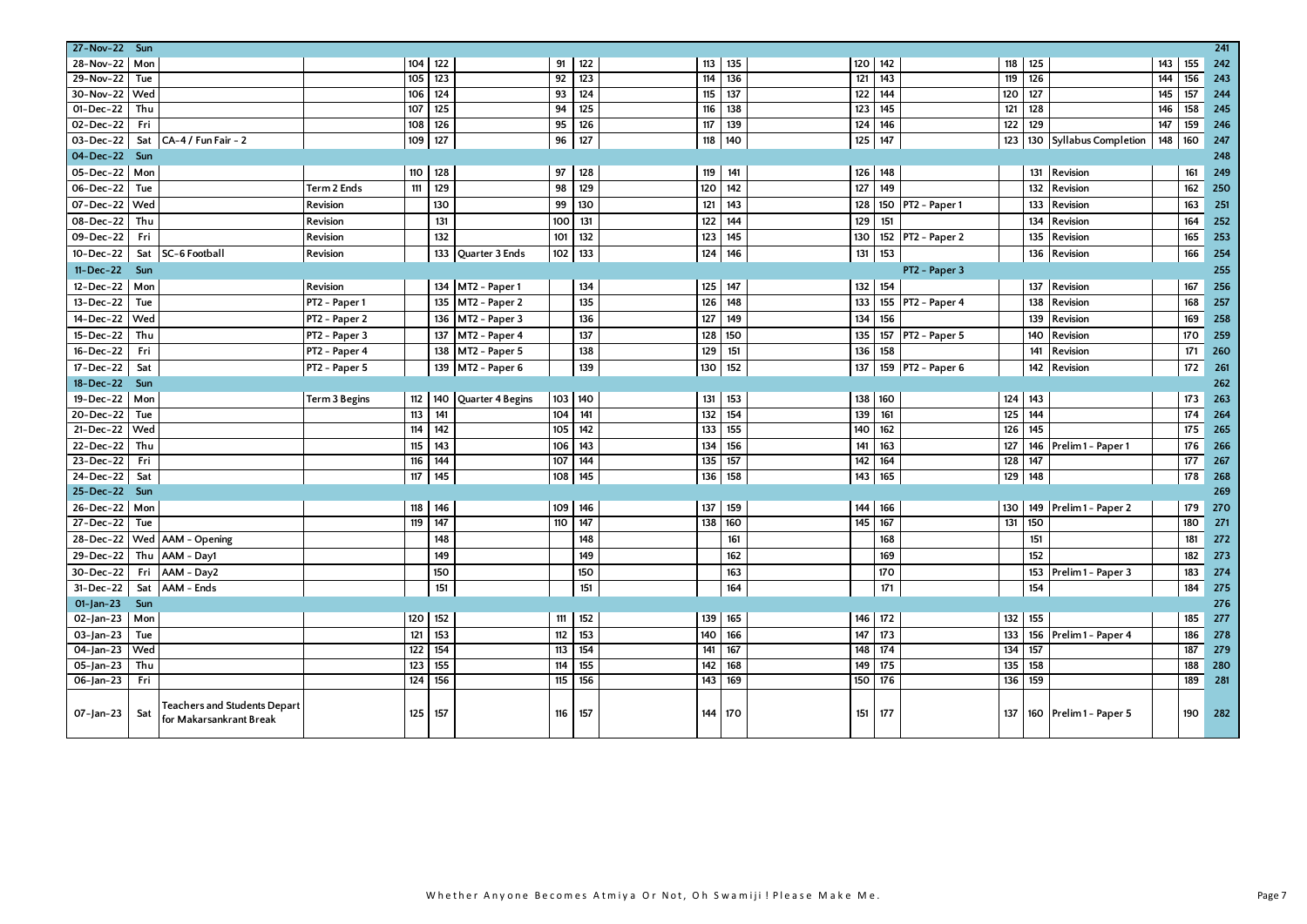| | | | | | | | | | | | | | | | | | | | | | |
|---|---|---|---|---|---|---|---|---|---|---|---|---|---|---|---|---|---|---|---|---|---|
| 27-Nov-22 | Sun | | | | | | | | | | | | | | | | | | | | 241 |
| 28-Nov-22 | Mon | | | 104 | 122 | | 91 | 122 | | 113 | 135 | | 120 | 142 | | 118 | 125 | | 143 | 155 | 242 |
| 29-Nov-22 | Tue | | | 105 | 123 | | 92 | 123 | | 114 | 136 | | 121 | 143 | | 119 | 126 | | 144 | 156 | 243 |
| 30-Nov-22 | Wed | | | 106 | 124 | | 93 | 124 | | 115 | 137 | | 122 | 144 | | 120 | 127 | | 145 | 157 | 244 |
| 01-Dec-22 | Thu | | | 107 | 125 | | 94 | 125 | | 116 | 138 | | 123 | 145 | | 121 | 128 | | 146 | 158 | 245 |
| 02-Dec-22 | Fri | | | 108 | 126 | | 95 | 126 | | 117 | 139 | | 124 | 146 | | 122 | 129 | | 147 | 159 | 246 |
| 03-Dec-22 | Sat | CA-4 / Fun Fair - 2 | | 109 | 127 | | 96 | 127 | | 118 | 140 | | 125 | 147 | | 123 | 130 | Syllabus Completion | 148 | 160 | 247 |
| 04-Dec-22 | Sun | | | | | | | | | | | | | | | | | | | | 248 |
| 05-Dec-22 | Mon | | | 110 | 128 | | 97 | 128 | | 119 | 141 | | 126 | 148 | | | 131 | Revision | | 161 | 249 |
| 06-Dec-22 | Tue | | Term 2 Ends | 111 | 129 | | 98 | 129 | | 120 | 142 | | 127 | 149 | | | 132 | Revision | | 162 | 250 |
| 07-Dec-22 | Wed | | Revision | | 130 | | 99 | 130 | | 121 | 143 | | 128 | 150 | PT2 - Paper 1 | | 133 | Revision | | 163 | 251 |
| 08-Dec-22 | Thu | | Revision | | 131 | | 100 | 131 | | 122 | 144 | | 129 | 151 | | | 134 | Revision | | 164 | 252 |
| 09-Dec-22 | Fri | | Revision | | 132 | | 101 | 132 | | 123 | 145 | | 130 | 152 | PT2 - Paper 2 | | 135 | Revision | | 165 | 253 |
| 10-Dec-22 | Sat | SC-6 Football | Revision | | 133 | Quarter 3 Ends | 102 | 133 | | 124 | 146 | | 131 | 153 | | | 136 | Revision | | 166 | 254 |
| 11-Dec-22 | Sun | | | | | | | | | | | | | | PT2 - Paper 3 | | | | | | 255 |
| 12-Dec-22 | Mon | | Revision | | 134 | MT2 - Paper 1 | | 134 | | 125 | 147 | | 132 | 154 | | | 137 | Revision | | 167 | 256 |
| 13-Dec-22 | Tue | | PT2 - Paper 1 | | 135 | MT2 - Paper 2 | | 135 | | 126 | 148 | | 133 | 155 | PT2 - Paper 4 | | 138 | Revision | | 168 | 257 |
| 14-Dec-22 | Wed | | PT2 - Paper 2 | | 136 | MT2 - Paper 3 | | 136 | | 127 | 149 | | 134 | 156 | | | 139 | Revision | | 169 | 258 |
| 15-Dec-22 | Thu | | PT2 - Paper 3 | | 137 | MT2 - Paper 4 | | 137 | | 128 | 150 | | 135 | 157 | PT2 - Paper 5 | | 140 | Revision | | 170 | 259 |
| 16-Dec-22 | Fri | | PT2 - Paper 4 | | 138 | MT2 - Paper 5 | | 138 | | 129 | 151 | | 136 | 158 | | | 141 | Revision | | 171 | 260 |
| 17-Dec-22 | Sat | | PT2 - Paper 5 | | 139 | MT2 - Paper 6 | | 139 | | 130 | 152 | | 137 | 159 | PT2 - Paper 6 | | 142 | Revision | | 172 | 261 |
| 18-Dec-22 | Sun | | | | | | | | | | | | | | | | | | | | 262 |
| 19-Dec-22 | Mon | | Term 3 Begins | 112 | 140 | Quarter 4 Begins | 103 | 140 | | 131 | 153 | | 138 | 160 | | 124 | 143 | | | 173 | 263 |
| 20-Dec-22 | Tue | | | 113 | 141 | | 104 | 141 | | 132 | 154 | | 139 | 161 | | 125 | 144 | | | 174 | 264 |
| 21-Dec-22 | Wed | | | 114 | 142 | | 105 | 142 | | 133 | 155 | | 140 | 162 | | 126 | 145 | | | 175 | 265 |
| 22-Dec-22 | Thu | | | 115 | 143 | | 106 | 143 | | 134 | 156 | | 141 | 163 | | 127 | 146 | Prelim 1 - Paper 1 | | 176 | 266 |
| 23-Dec-22 | Fri | | | 116 | 144 | | 107 | 144 | | 135 | 157 | | 142 | 164 | | 128 | 147 | | | 177 | 267 |
| 24-Dec-22 | Sat | | | 117 | 145 | | 108 | 145 | | 136 | 158 | | 143 | 165 | | 129 | 148 | | | 178 | 268 |
| 25-Dec-22 | Sun | | | | | | | | | | | | | | | | | | | | 269 |
| 26-Dec-22 | Mon | | | 118 | 146 | | 109 | 146 | | 137 | 159 | | 144 | 166 | | 130 | 149 | Prelim 1 - Paper 2 | | 179 | 270 |
| 27-Dec-22 | Tue | | | 119 | 147 | | 110 | 147 | | 138 | 160 | | 145 | 167 | | 131 | 150 | | | 180 | 271 |
| 28-Dec-22 | Wed | AAM - Opening | | | 148 | | | 148 | | | 161 | | | 168 | | | 151 | | | 181 | 272 |
| 29-Dec-22 | Thu | AAM - Day1 | | | 149 | | | 149 | | | 162 | | | 169 | | | 152 | | | 182 | 273 |
| 30-Dec-22 | Fri | AAM - Day2 | | | 150 | | | 150 | | | 163 | | | 170 | | | 153 | Prelim 1 - Paper 3 | | 183 | 274 |
| 31-Dec-22 | Sat | AAM - Ends | | | 151 | | | 151 | | | 164 | | | 171 | | | 154 | | | 184 | 275 |
| 01-Jan-23 | Sun | | | | | | | | | | | | | | | | | | | | 276 |
| 02-Jan-23 | Mon | | | 120 | 152 | | 111 | 152 | | 139 | 165 | | 146 | 172 | | 132 | 155 | | | 185 | 277 |
| 03-Jan-23 | Tue | | | 121 | 153 | | 112 | 153 | | 140 | 166 | | 147 | 173 | | 133 | 156 | Prelim 1 - Paper 4 | | 186 | 278 |
| 04-Jan-23 | Wed | | | 122 | 154 | | 113 | 154 | | 141 | 167 | | 148 | 174 | | 134 | 157 | | | 187 | 279 |
| 05-Jan-23 | Thu | | | 123 | 155 | | 114 | 155 | | 142 | 168 | | 149 | 175 | | 135 | 158 | | | 188 | 280 |
| 06-Jan-23 | Fri | | | 124 | 156 | | 115 | 156 | | 143 | 169 | | 150 | 176 | | 136 | 159 | | | 189 | 281 |
| 07-Jan-23 | Sat | Teachers and Students Depart for Makarsankrant Break | | 125 | 157 | | 116 | 157 | | 144 | 170 | | 151 | 177 | | 137 | 160 | Prelim 1 - Paper 5 | | 190 | 282 |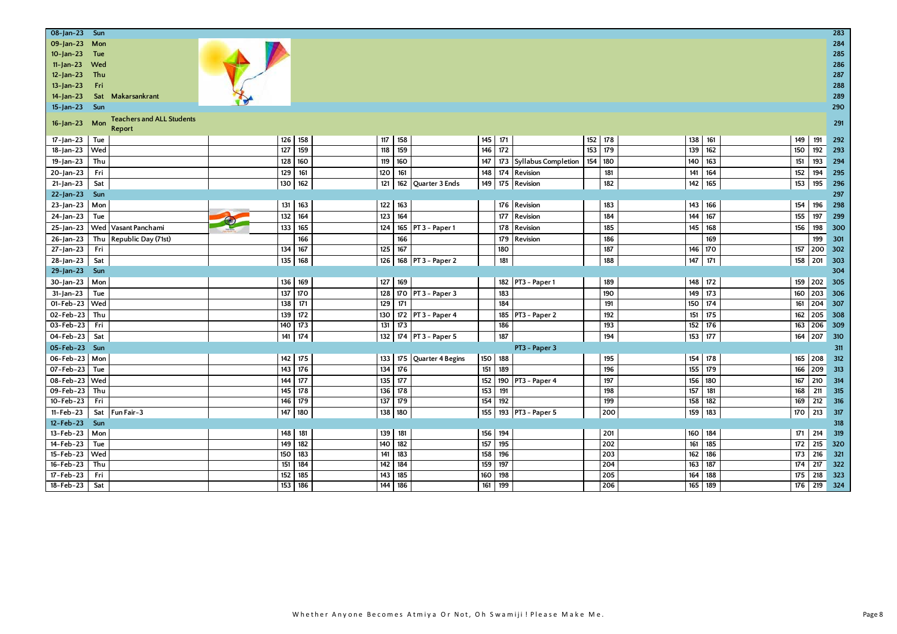| | | | | | | | | | | | | | | | | | |
|---|---|---|---|---|---|---|---|---|---|---|---|---|---|---|---|---|---|
| 08-Jan-23 | Sun | | | | | | | | | | | | | | | | 283 |
| 09-Jan-23 | Mon | | | | | | | | | | | | | | | | 284 |
| 10-Jan-23 | Tue | | | | | | | | | | | | | | | | 285 |
| 11-Jan-23 | Wed | | | | | | | | | | | | | | | | 286 |
| 12-Jan-23 | Thu | | | | | | | | | | | | | | | | 287 |
| 13-Jan-23 | Fri | | | | | | | | | | | | | | | | 288 |
| 14-Jan-23 | Sat | Makarsankrant | | | | | | | | | | | | | | | 289 |
| 15-Jan-23 | Sun | | | | | | | | | | | | | | | | 290 |
| 16-Jan-23 | Mon | Teachers and ALL Students Report | | | | | | | | | | | | | | | 291 |
| 17-Jan-23 | Tue | | 126 | 158 | 117 | 158 | | 145 | 171 | | 152 | 178 | 138 | 161 | 149 | 191 | 292 |
| 18-Jan-23 | Wed | | 127 | 159 | 118 | 159 | | 146 | 172 | | 153 | 179 | 139 | 162 | 150 | 192 | 293 |
| 19-Jan-23 | Thu | | 128 | 160 | 119 | 160 | | 147 | 173 | Syllabus Completion | 154 | 180 | 140 | 163 | 151 | 193 | 294 |
| 20-Jan-23 | Fri | | 129 | 161 | 120 | 161 | | 148 | 174 | Revision | | 181 | 141 | 164 | 152 | 194 | 295 |
| 21-Jan-23 | Sat | | 130 | 162 | 121 | 162 | Quarter 3 Ends | 149 | 175 | Revision | | 182 | 142 | 165 | 153 | 195 | 296 |
| 22-Jan-23 | Sun | | | | | | | | | | | | | | | | 297 |
| 23-Jan-23 | Mon | | 131 | 163 | 122 | 163 | | | 176 | Revision | | 183 | 143 | 166 | 154 | 196 | 298 |
| 24-Jan-23 | Tue | | 132 | 164 | 123 | 164 | | | 177 | Revision | | 184 | 144 | 167 | 155 | 197 | 299 |
| 25-Jan-23 | Wed | Vasant Panchami | 133 | 165 | 124 | 165 | PT 3 - Paper 1 | | 178 | Revision | | 185 | 145 | 168 | 156 | 198 | 300 |
| 26-Jan-23 | Thu | Republic Day (71st) | | 166 | | 166 | | | 179 | Revision | | 186 | | 169 | | 199 | 301 |
| 27-Jan-23 | Fri | | 134 | 167 | 125 | 167 | | | 180 | | | 187 | 146 | 170 | 157 | 200 | 302 |
| 28-Jan-23 | Sat | | 135 | 168 | 126 | 168 | PT 3 - Paper 2 | | 181 | | | 188 | 147 | 171 | 158 | 201 | 303 |
| 29-Jan-23 | Sun | | | | | | | | | | | | | | | | 304 |
| 30-Jan-23 | Mon | | 136 | 169 | 127 | 169 | | | 182 | PT3 - Paper 1 | | 189 | 148 | 172 | 159 | 202 | 305 |
| 31-Jan-23 | Tue | | 137 | 170 | 128 | 170 | PT 3 - Paper 3 | | 183 | | | 190 | 149 | 173 | 160 | 203 | 306 |
| 01-Feb-23 | Wed | | 138 | 171 | 129 | 171 | | | 184 | | | 191 | 150 | 174 | 161 | 204 | 307 |
| 02-Feb-23 | Thu | | 139 | 172 | 130 | 172 | PT 3 - Paper 4 | | 185 | PT3 - Paper 2 | | 192 | 151 | 175 | 162 | 205 | 308 |
| 03-Feb-23 | Fri | | 140 | 173 | 131 | 173 | | | 186 | | | 193 | 152 | 176 | 163 | 206 | 309 |
| 04-Feb-23 | Sat | | 141 | 174 | 132 | 174 | PT 3 - Paper 5 | | 187 | | | 194 | 153 | 177 | 164 | 207 | 310 |
| 05-Feb-23 | Sun | | | | | | | | | PT3 - Paper 3 | | | | | | | 311 |
| 06-Feb-23 | Mon | | 142 | 175 | 133 | 175 | Quarter 4 Begins | 150 | 188 | | | 195 | 154 | 178 | 165 | 208 | 312 |
| 07-Feb-23 | Tue | | 143 | 176 | 134 | 176 | | 151 | 189 | | | 196 | 155 | 179 | 166 | 209 | 313 |
| 08-Feb-23 | Wed | | 144 | 177 | 135 | 177 | | 152 | 190 | PT3 - Paper 4 | | 197 | 156 | 180 | 167 | 210 | 314 |
| 09-Feb-23 | Thu | | 145 | 178 | 136 | 178 | | 153 | 191 | | | 198 | 157 | 181 | 168 | 211 | 315 |
| 10-Feb-23 | Fri | | 146 | 179 | 137 | 179 | | 154 | 192 | | | 199 | 158 | 182 | 169 | 212 | 316 |
| 11-Feb-23 | Sat | Fun Fair-3 | 147 | 180 | 138 | 180 | | 155 | 193 | PT3 - Paper 5 | | 200 | 159 | 183 | 170 | 213 | 317 |
| 12-Feb-23 | Sun | | | | | | | | | | | | | | | | 318 |
| 13-Feb-23 | Mon | | 148 | 181 | 139 | 181 | | 156 | 194 | | | 201 | 160 | 184 | 171 | 214 | 319 |
| 14-Feb-23 | Tue | | 149 | 182 | 140 | 182 | | 157 | 195 | | | 202 | 161 | 185 | 172 | 215 | 320 |
| 15-Feb-23 | Wed | | 150 | 183 | 141 | 183 | | 158 | 196 | | | 203 | 162 | 186 | 173 | 216 | 321 |
| 16-Feb-23 | Thu | | 151 | 184 | 142 | 184 | | 159 | 197 | | | 204 | 163 | 187 | 174 | 217 | 322 |
| 17-Feb-23 | Fri | | 152 | 185 | 143 | 185 | | 160 | 198 | | | 205 | 164 | 188 | 175 | 218 | 323 |
| 18-Feb-23 | Sat | | 153 | 186 | 144 | 186 | | 161 | 199 | | | 206 | 165 | 189 | 176 | 219 | 324 |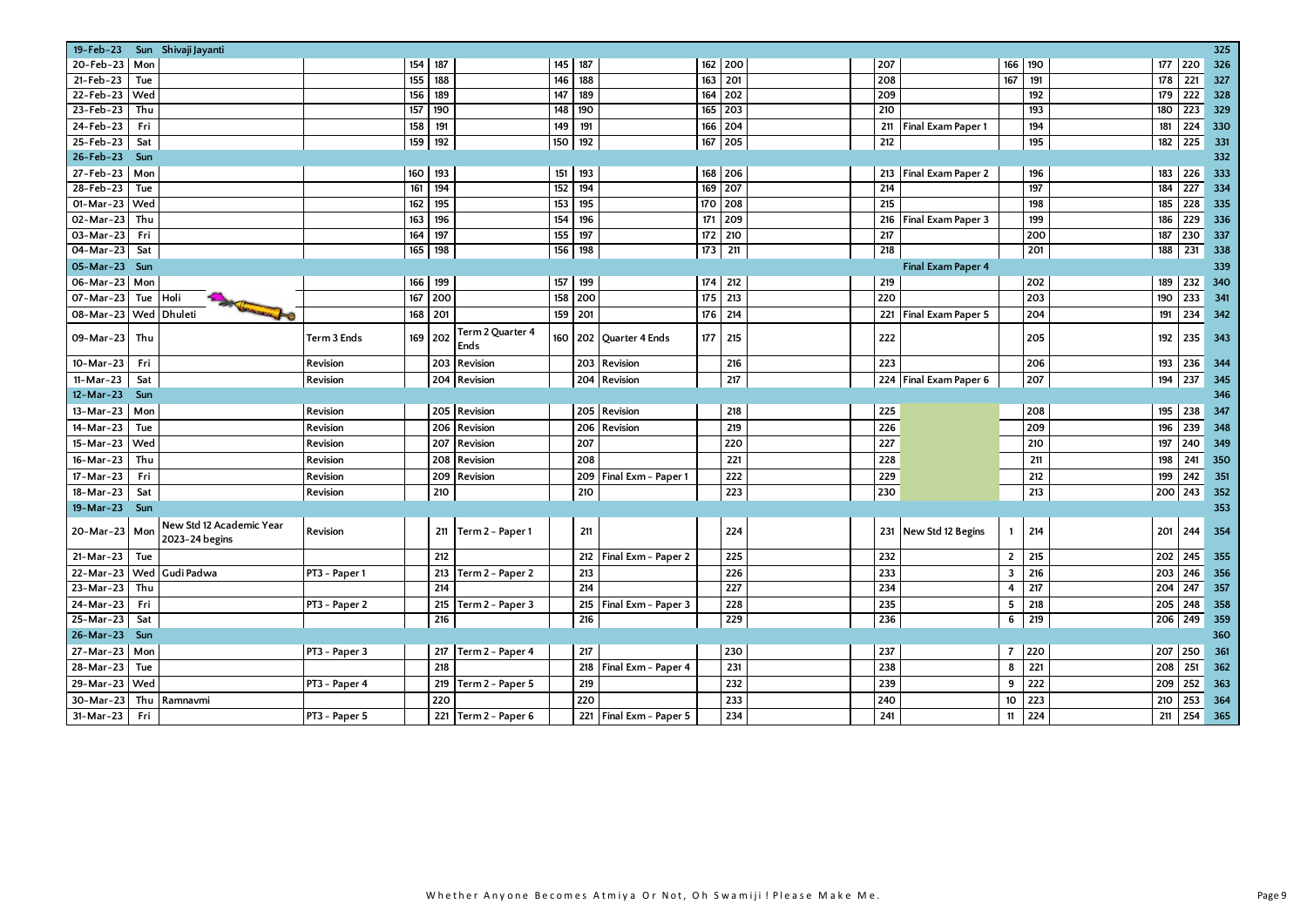| 19-Feb-23 | Sun | Shivaji Jayanti | | | | | | | | | | | | | | | | | | | 325 |
|---|---|---|---|---|---|---|---|---|---|---|---|---|---|---|---|---|---|---|---|---|---|
| 20-Feb-23 | Mon | | | 154 | 187 | | 145 | 187 | | 162 | 200 | | | 207 | | 166 | 190 | | 177 | 220 | 326 |
| 21-Feb-23 | Tue | | | 155 | 188 | | 146 | 188 | | 163 | 201 | | | 208 | | 167 | 191 | | 178 | 221 | 327 |
| 22-Feb-23 | Wed | | | 156 | 189 | | 147 | 189 | | 164 | 202 | | | 209 | | | 192 | | 179 | 222 | 328 |
| 23-Feb-23 | Thu | | | 157 | 190 | | 148 | 190 | | 165 | 203 | | | 210 | | | 193 | | 180 | 223 | 329 |
| 24-Feb-23 | Fri | | | 158 | 191 | | 149 | 191 | | 166 | 204 | | | 211 | Final Exam Paper 1 | | 194 | | 181 | 224 | 330 |
| 25-Feb-23 | Sat | | | 159 | 192 | | 150 | 192 | | 167 | 205 | | | 212 | | | 195 | | 182 | 225 | 331 |
| 26-Feb-23 | Sun | | | | | | | | | | | | | | | | | | | | 332 |
| 27-Feb-23 | Mon | | | 160 | 193 | | 151 | 193 | | 168 | 206 | | | 213 | Final Exam Paper 2 | | 196 | | 183 | 226 | 333 |
| 28-Feb-23 | Tue | | | 161 | 194 | | 152 | 194 | | 169 | 207 | | | 214 | | | 197 | | 184 | 227 | 334 |
| 01-Mar-23 | Wed | | | 162 | 195 | | 153 | 195 | | 170 | 208 | | | 215 | | | 198 | | 185 | 228 | 335 |
| 02-Mar-23 | Thu | | | 163 | 196 | | 154 | 196 | | 171 | 209 | | | 216 | Final Exam Paper 3 | | 199 | | 186 | 229 | 336 |
| 03-Mar-23 | Fri | | | 164 | 197 | | 155 | 197 | | 172 | 210 | | | 217 | | | 200 | | 187 | 230 | 337 |
| 04-Mar-23 | Sat | | | 165 | 198 | | 156 | 198 | | 173 | 211 | | | 218 | | | 201 | | 188 | 231 | 338 |
| 05-Mar-23 | Sun | | | | | | | | | | | | | | Final Exam Paper 4 | | | | | | 339 |
| 06-Mar-23 | Mon | | | 166 | 199 | | 157 | 199 | | 174 | 212 | | | 219 | | | 202 | | 189 | 232 | 340 |
| 07-Mar-23 | Tue | Holi | | 167 | 200 | | 158 | 200 | | 175 | 213 | | | 220 | | | 203 | | 190 | 233 | 341 |
| 08-Mar-23 | Wed | Dhuleti | | 168 | 201 | | 159 | 201 | | 176 | 214 | | | 221 | Final Exam Paper 5 | | 204 | | 191 | 234 | 342 |
| 09-Mar-23 | Thu | | Term 3 Ends | 169 | 202 | Term 2 Quarter 4 Ends | 160 | 202 | Quarter 4 Ends | 177 | 215 | | | 222 | | | 205 | | 192 | 235 | 343 |
| 10-Mar-23 | Fri | | Revision | | 203 | Revision | | 203 | Revision | | 216 | | | 223 | | | 206 | | 193 | 236 | 344 |
| 11-Mar-23 | Sat | | Revision | | 204 | Revision | | 204 | Revision | | 217 | | | 224 | Final Exam Paper 6 | | 207 | | 194 | 237 | 345 |
| 12-Mar-23 | Sun | | | | | | | | | | | | | | | | | | | | 346 |
| 13-Mar-23 | Mon | | Revision | | 205 | Revision | | 205 | Revision | | 218 | | | 225 | | | 208 | | 195 | 238 | 347 |
| 14-Mar-23 | Tue | | Revision | | 206 | Revision | | 206 | Revision | | 219 | | | 226 | | | 209 | | 196 | 239 | 348 |
| 15-Mar-23 | Wed | | Revision | | 207 | Revision | | 207 | | | 220 | | | 227 | | | 210 | | 197 | 240 | 349 |
| 16-Mar-23 | Thu | | Revision | | 208 | Revision | | 208 | | | 221 | | | 228 | | | 211 | | 198 | 241 | 350 |
| 17-Mar-23 | Fri | | Revision | | 209 | Revision | | 209 | Final Exm - Paper 1 | | 222 | | | 229 | | | 212 | | 199 | 242 | 351 |
| 18-Mar-23 | Sat | | Revision | | 210 | | | 210 | | | 223 | | | 230 | | | 213 | | 200 | 243 | 352 |
| 19-Mar-23 | Sun | | | | | | | | | | | | | | | | | | | | 353 |
| 20-Mar-23 | Mon | New Std 12 Academic Year 2023-24 begins | Revision | | 211 | Term 2 - Paper 1 | | 211 | | | 224 | | | 231 | New Std 12 Begins | 1 | 214 | | 201 | 244 | 354 |
| 21-Mar-23 | Tue | | | | 212 | | | 212 | Final Exm - Paper 2 | | 225 | | | 232 | | 2 | 215 | | 202 | 245 | 355 |
| 22-Mar-23 | Wed | Gudi Padwa | PT3 - Paper 1 | | 213 | Term 2 - Paper 2 | | 213 | | | 226 | | | 233 | | 3 | 216 | | 203 | 246 | 356 |
| 23-Mar-23 | Thu | | | | 214 | | | 214 | | | 227 | | | 234 | | 4 | 217 | | 204 | 247 | 357 |
| 24-Mar-23 | Fri | | PT3 - Paper 2 | | 215 | Term 2 - Paper 3 | | 215 | Final Exm - Paper 3 | | 228 | | | 235 | | 5 | 218 | | 205 | 248 | 358 |
| 25-Mar-23 | Sat | | | | 216 | | | 216 | | | 229 | | | 236 | | 6 | 219 | | 206 | 249 | 359 |
| 26-Mar-23 | Sun | | | | | | | | | | | | | | | | | | | | 360 |
| 27-Mar-23 | Mon | | PT3 - Paper 3 | | 217 | Term 2 - Paper 4 | | 217 | | | 230 | | | 237 | | 7 | 220 | | 207 | 250 | 361 |
| 28-Mar-23 | Tue | | | | 218 | | | 218 | Final Exm - Paper 4 | | 231 | | | 238 | | 8 | 221 | | 208 | 251 | 362 |
| 29-Mar-23 | Wed | | PT3 - Paper 4 | | 219 | Term 2 - Paper 5 | | 219 | | | 232 | | | 239 | | 9 | 222 | | 209 | 252 | 363 |
| 30-Mar-23 | Thu | Ramnavmi | | | 220 | | | 220 | | | 233 | | | 240 | | 10 | 223 | | 210 | 253 | 364 |
| 31-Mar-23 | Fri | | PT3 - Paper 5 | | 221 | Term 2 - Paper 6 | | 221 | Final Exm - Paper 5 | | 234 | | | 241 | | 11 | 224 | | 211 | 254 | 365 |

Whether Anyone Becomes Atmiya Or Not, Oh Swamiji ! Please Make Me.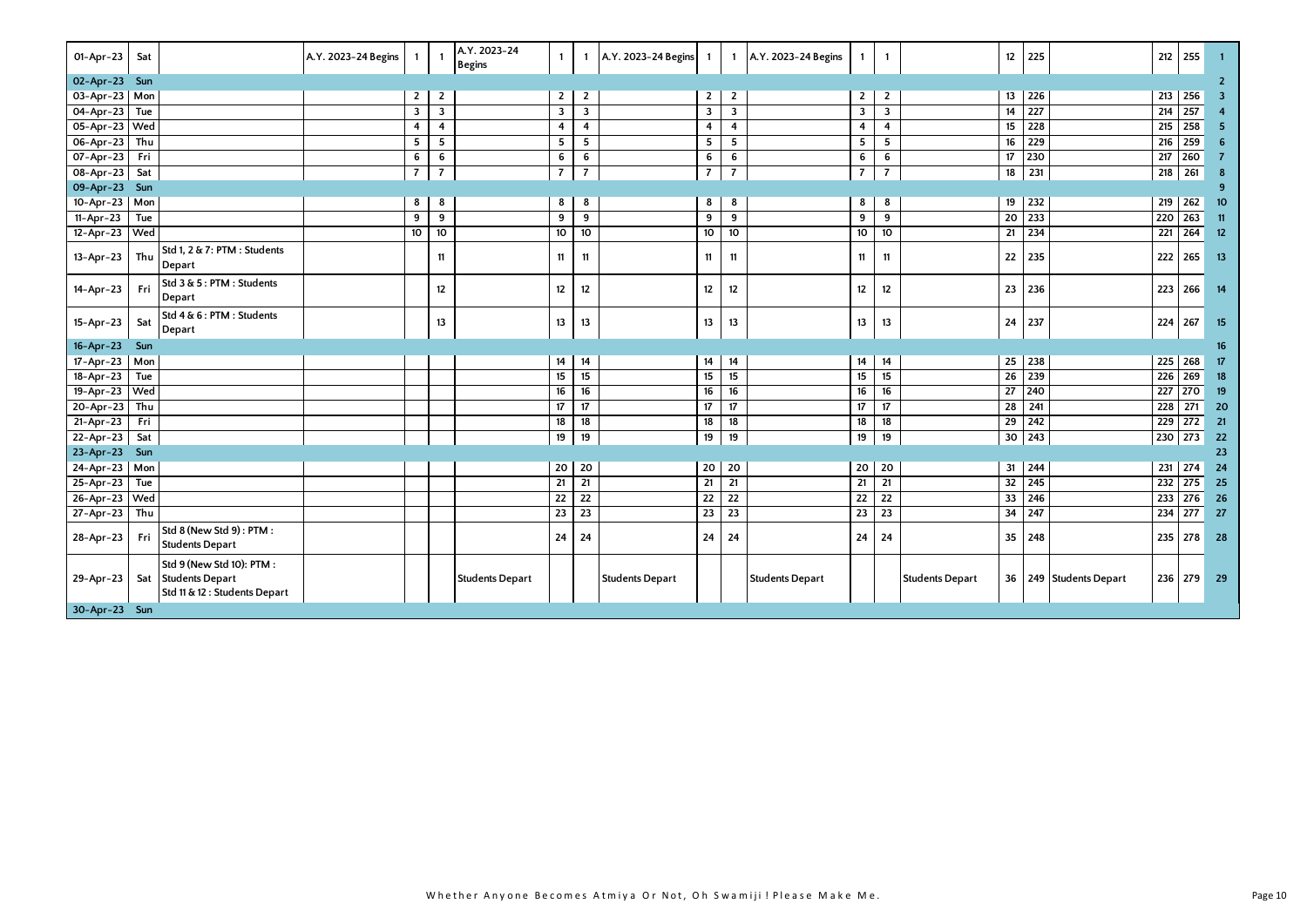| | | | | | | | | | | | | | | | | | | | | | |
|---|---|---|---|---|---|---|---|---|---|---|---|---|---|---|---|---|---|---|---|---|---|
| 01-Apr-23 | Sat | | A.Y. 2023-24 Begins | 1 | 1 | A.Y. 2023-24 Begins | 1 | 1 | A.Y. 2023-24 Begins | 1 | 1 | A.Y. 2023-24 Begins | 1 | 1 | | 12 | 225 | | 212 | 255 | 1 |
| 02-Apr-23 | Sun | | | | | | | | | | | | | | | | | | | | 2 |
| 03-Apr-23 | Mon | | | 2 | 2 | | 2 | 2 | | 2 | 2 | | 2 | 2 | | 13 | 226 | | 213 | 256 | 3 |
| 04-Apr-23 | Tue | | | 3 | 3 | | 3 | 3 | | 3 | 3 | | 3 | 3 | | 14 | 227 | | 214 | 257 | 4 |
| 05-Apr-23 | Wed | | | 4 | 4 | | 4 | 4 | | 4 | 4 | | 4 | 4 | | 15 | 228 | | 215 | 258 | 5 |
| 06-Apr-23 | Thu | | | 5 | 5 | | 5 | 5 | | 5 | 5 | | 5 | 5 | | 16 | 229 | | 216 | 259 | 6 |
| 07-Apr-23 | Fri | | | 6 | 6 | | 6 | 6 | | 6 | 6 | | 6 | 6 | | 17 | 230 | | 217 | 260 | 7 |
| 08-Apr-23 | Sat | | | 7 | 7 | | 7 | 7 | | 7 | 7 | | 7 | 7 | | 18 | 231 | | 218 | 261 | 8 |
| 09-Apr-23 | Sun | | | | | | | | | | | | | | | | | | | | 9 |
| 10-Apr-23 | Mon | | | 8 | 8 | | 8 | 8 | | 8 | 8 | | 8 | 8 | | 19 | 232 | | 219 | 262 | 10 |
| 11-Apr-23 | Tue | | | 9 | 9 | | 9 | 9 | | 9 | 9 | | 9 | 9 | | 20 | 233 | | 220 | 263 | 11 |
| 12-Apr-23 | Wed | | | 10 | 10 | | 10 | 10 | | 10 | 10 | | 10 | 10 | | 21 | 234 | | 221 | 264 | 12 |
| 13-Apr-23 | Thu | Std 1, 2 & 7 : PTM : Students Depart | | | 11 | | 11 | 11 | | 11 | 11 | | 11 | 11 | | 22 | 235 | | 222 | 265 | 13 |
| 14-Apr-23 | Fri | Std 3 & 5 : PTM : Students Depart | | | 12 | | 12 | 12 | | 12 | 12 | | 12 | 12 | | 23 | 236 | | 223 | 266 | 14 |
| 15-Apr-23 | Sat | Std 4 & 6 : PTM : Students Depart | | | 13 | | 13 | 13 | | 13 | 13 | | 13 | 13 | | 24 | 237 | | 224 | 267 | 15 |
| 16-Apr-23 | Sun | | | | | | | | | | | | | | | | | | | | 16 |
| 17-Apr-23 | Mon | | | | | | 14 | 14 | | 14 | 14 | | 14 | 14 | | 25 | 238 | | 225 | 268 | 17 |
| 18-Apr-23 | Tue | | | | | | 15 | 15 | | 15 | 15 | | 15 | 15 | | 26 | 239 | | 226 | 269 | 18 |
| 19-Apr-23 | Wed | | | | | | 16 | 16 | | 16 | 16 | | 16 | 16 | | 27 | 240 | | 227 | 270 | 19 |
| 20-Apr-23 | Thu | | | | | | 17 | 17 | | 17 | 17 | | 17 | 17 | | 28 | 241 | | 228 | 271 | 20 |
| 21-Apr-23 | Fri | | | | | | 18 | 18 | | 18 | 18 | | 18 | 18 | | 29 | 242 | | 229 | 272 | 21 |
| 22-Apr-23 | Sat | | | | | | 19 | 19 | | 19 | 19 | | 19 | 19 | | 30 | 243 | | 230 | 273 | 22 |
| 23-Apr-23 | Sun | | | | | | | | | | | | | | | | | | | | 23 |
| 24-Apr-23 | Mon | | | | | | 20 | 20 | | 20 | 20 | | 20 | 20 | | 31 | 244 | | 231 | 274 | 24 |
| 25-Apr-23 | Tue | | | | | | 21 | 21 | | 21 | 21 | | 21 | 21 | | 32 | 245 | | 232 | 275 | 25 |
| 26-Apr-23 | Wed | | | | | | 22 | 22 | | 22 | 22 | | 22 | 22 | | 33 | 246 | | 233 | 276 | 26 |
| 27-Apr-23 | Thu | | | | | | 23 | 23 | | 23 | 23 | | 23 | 23 | | 34 | 247 | | 234 | 277 | 27 |
| 28-Apr-23 | Fri | Std 8 (New Std 9) : PTM : Students Depart | | | | | 24 | 24 | | 24 | 24 | | 24 | 24 | | 35 | 248 | | 235 | 278 | 28 |
| 29-Apr-23 | Sat | Std 9 (New Std 10): PTM : Students Depart<br>Std 11 & 12 : Students Depart | | | | Students Depart | | | Students Depart | | | Students Depart | | | Students Depart | 36 | 249 | Students Depart | 236 | 279 | 29 |
| 30-Apr-23 | Sun | | | | | | | | | | | | | | | | | | | | |